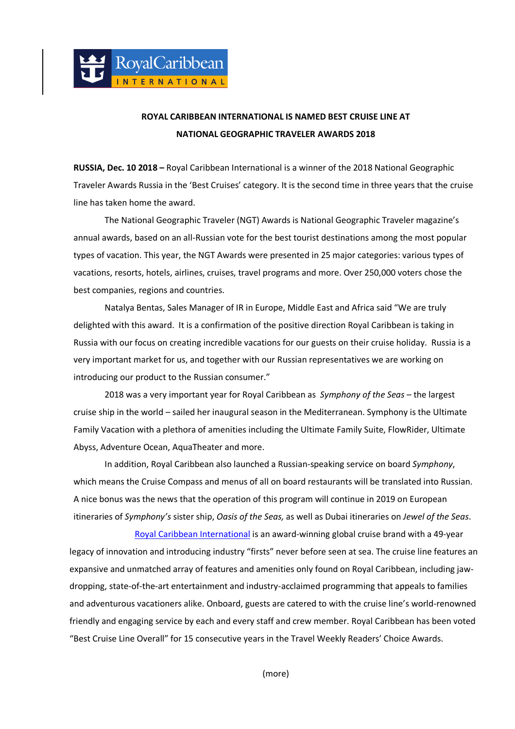# ROYAL CARIBBEAN INTERNATIONAL IS NAMED BEST CRUISE LINE AT NATIONAL GEOGRAPHIC TRAVELER AWARDS 2018

**RUSSIA, Dec. 10 2018 –** Royal Caribbean International is a winner of the 2018 National Geographic Traveler Awards Russia in the 'Best Cruises' category. It is the second time in three years that the cruise line has taken home the award.

The National Geographic Traveler (NGT) Awards is National Geographic Traveler magazine's annual awards, based on an all-Russian vote for the best tourist destinations among the most popular types of vacation. This year, the NGT Awards were presented in 25 major categories: various types of vacations, resorts, hotels, airlines, cruises, travel programs and more. Over 250,000 voters chose the best companies, regions and countries.

Natalya Bentas, Sales Manager of IR in Europe, Middle East and Africa said "We are truly delighted with this award. It is a confirmation of the positive direction Royal Caribbean is taking in Russia with our focus on creating incredible vacations for our guests on their cruise holiday. Russia is a very important market for us, and together with our Russian representatives we are working on introducing our product to the Russian consumer."

2018 was a very important year for Royal Caribbean as *Symphony of the Seas* – the largest cruise ship in the world – sailed her inaugural season in the Mediterranean. Symphony is the Ultimate Family Vacation with a plethora of amenities including the Ultimate Family Suite, FlowRider, Ultimate Abyss, Adventure Ocean, AquaTheater and more.

In addition, Royal Caribbean also launched a Russian-speaking service on board *Symphony*, which means the Cruise Compass and menus of all on board restaurants will be translated into Russian. A nice bonus was the news that the operation of this program will continue in 2019 on European itineraries of *Symphony's* sister ship, *Oasis of the Seas,* as well as Dubai itineraries on *Jewel of the Seas*.

Royal Caribbean International is an award-winning global cruise brand with a 49-year legacy of innovation and introducing industry "firsts" never before seen at sea. The cruise line features an expansive and unmatched array of features and amenities only found on Royal Caribbean, including jaw-dropping, state-of-the-art entertainment and industry-acclaimed programming that appeals to families and adventurous vacationers alike. Onboard, guests are catered to with the cruise line's world-renowned friendly and engaging service by each and every staff and crew member. Royal Caribbean has been voted "Best Cruise Line Overall" for 15 consecutive years in the Travel Weekly Readers' Choice Awards.

(more)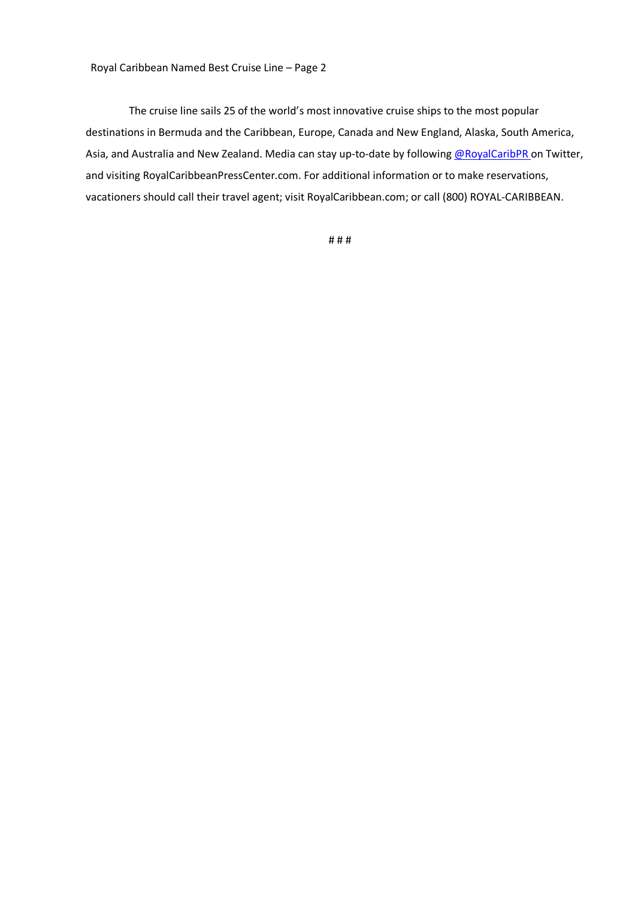The cruise line sails 25 of the world's most innovative cruise ships to the most popular destinations in Bermuda and the Caribbean, Europe, Canada and New England, Alaska, South America, Asia, and Australia and New Zealand. Media can stay up-to-date by following @RoyalCaribPR on Twitter, and visiting RoyalCaribbeanPressCenter.com. For additional information or to make reservations, vacationers should call their travel agent; visit RoyalCaribbean.com; or call (800) ROYAL-CARIBBEAN.

# # #